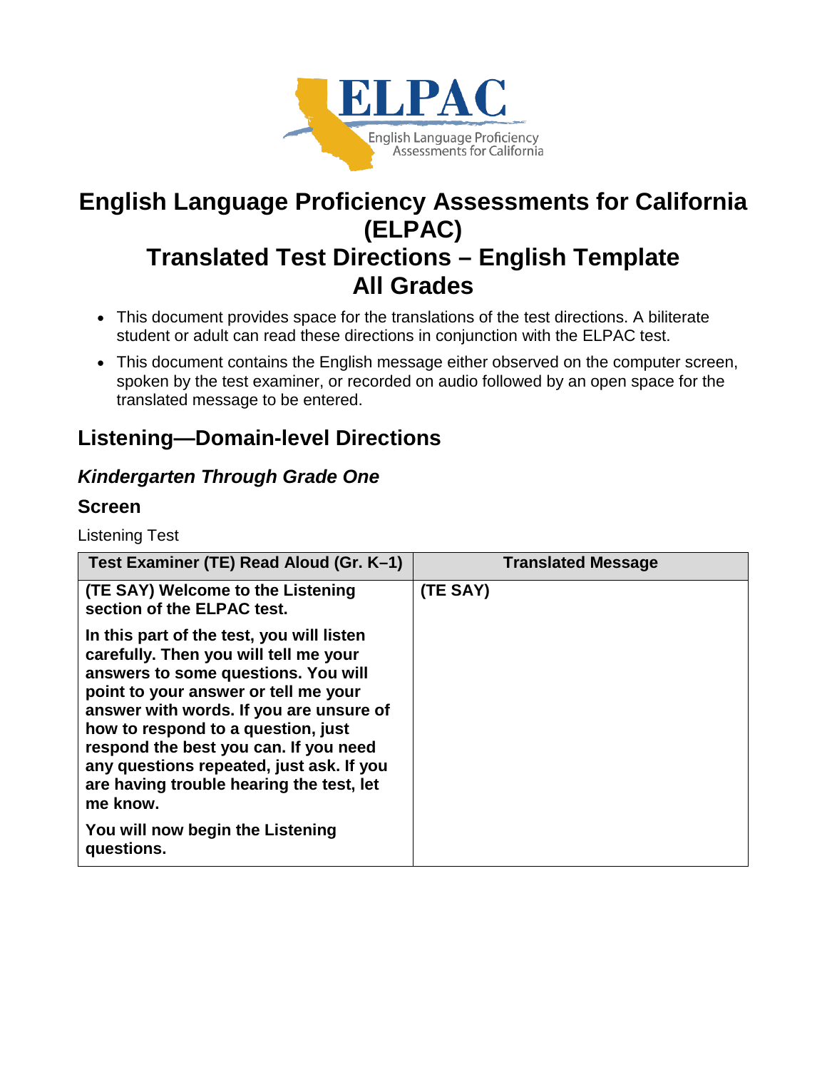# English Language Proficiency Assessments for California (ELPAC)
# Translated Test Directions – English Template
# All Grades

- This document provides space for the translations of the test directions. A biliterate student or adult can read these directions in conjunction with the ELPAC test.
- This document contains the English message either observed on the computer screen, spoken by the test examiner, or recorded on audio followed by an open space for the translated message to be entered.

## Listening—Domain-level Directions

### *Kindergarten Through Grade One*

### Screen

Listening Test

| Test Examiner (TE) Read Aloud (Gr. K–1) | Translated Message |
|---|---|
| **(TE SAY) Welcome to the Listening section of the ELPAC test.**<br><br>**In this part of the test, you will listen carefully. Then you will tell me your answers to some questions. You will point to your answer or tell me your answer with words. If you are unsure of how to respond to a question, just respond the best you can. If you need any questions repeated, just ask. If you are having trouble hearing the test, let me know.**<br><br>**You will now begin the Listening questions.** | **(TE SAY)** |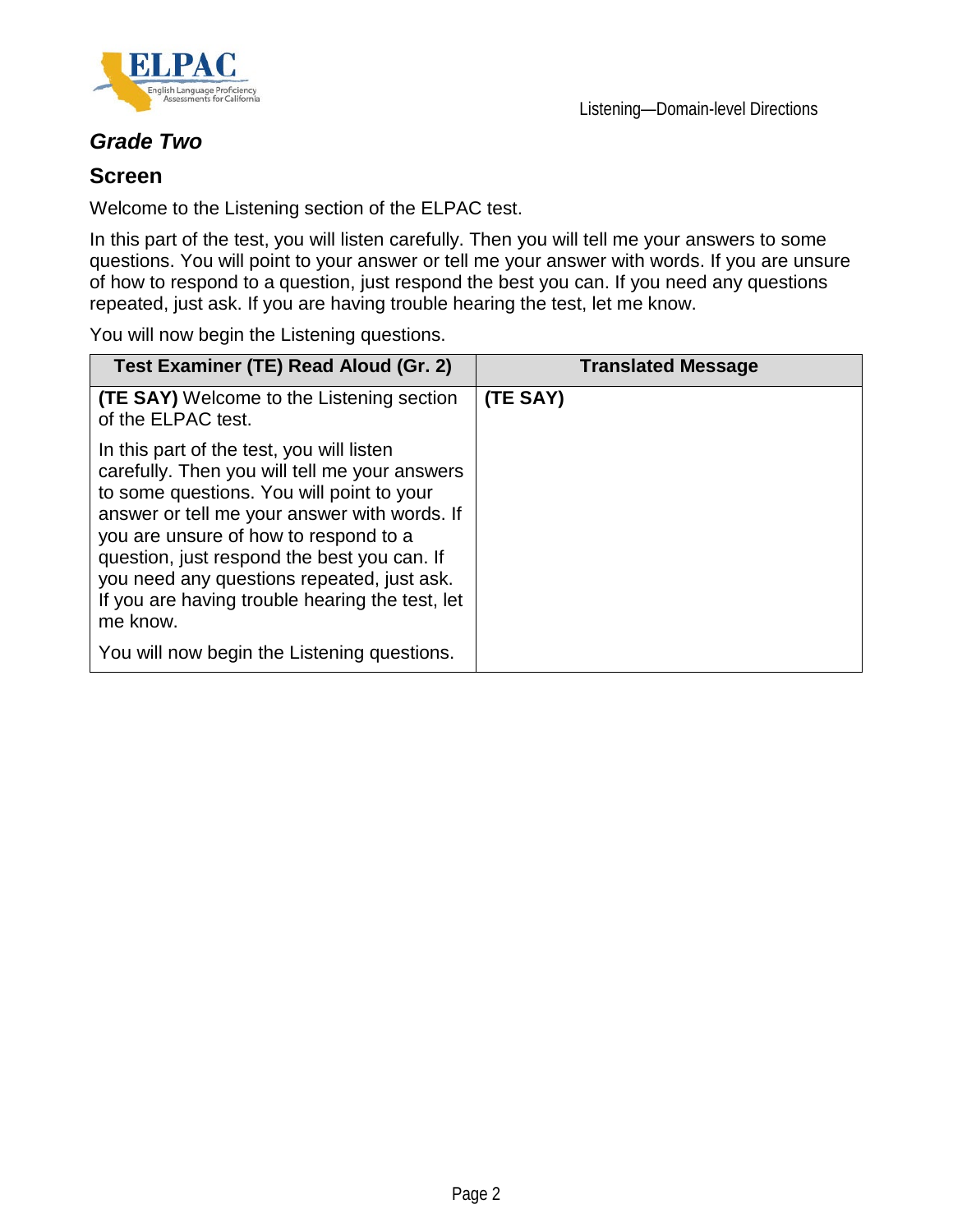## *Grade Two*

### Screen

Welcome to the Listening section of the ELPAC test.

In this part of the test, you will listen carefully. Then you will tell me your answers to some questions. You will point to your answer or tell me your answer with words. If you are unsure of how to respond to a question, just respond the best you can. If you need any questions repeated, just ask. If you are having trouble hearing the test, let me know.

You will now begin the Listening questions.

| Test Examiner (TE) Read Aloud (Gr. 2) | Translated Message |
|---|---|
| **(TE SAY)** Welcome to the Listening section of the ELPAC test.<br><br>In this part of the test, you will listen carefully. Then you will tell me your answers to some questions. You will point to your answer or tell me your answer with words. If you are unsure of how to respond to a question, just respond the best you can. If you need any questions repeated, just ask. If you are having trouble hearing the test, let me know.<br><br>You will now begin the Listening questions. | **(TE SAY)** |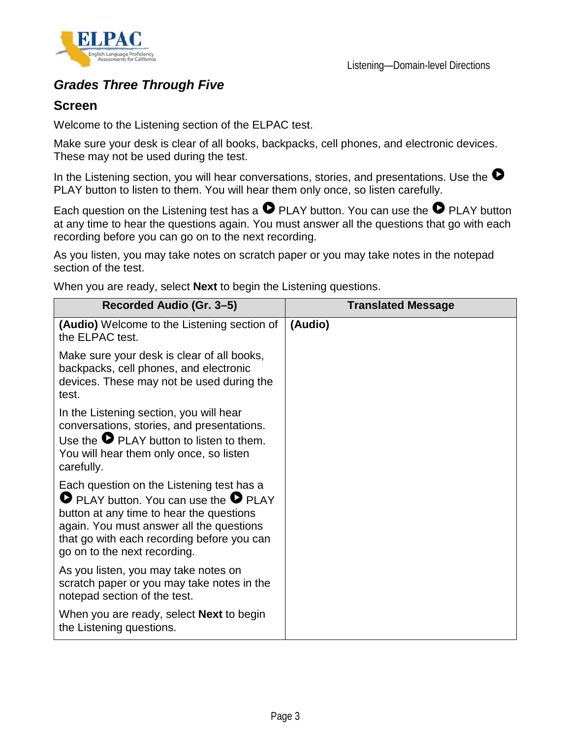### *Grades Three Through Five*

### Screen

Welcome to the Listening section of the ELPAC test.

Make sure your desk is clear of all books, backpacks, cell phones, and electronic devices. These may not be used during the test.

In the Listening section, you will hear conversations, stories, and presentations. Use the ▶ PLAY button to listen to them. You will hear them only once, so listen carefully.

Each question on the Listening test has a ▶ PLAY button. You can use the ▶ PLAY button at any time to hear the questions again. You must answer all the questions that go with each recording before you can go on to the next recording.

As you listen, you may take notes on scratch paper or you may take notes in the notepad section of the test.

When you are ready, select **Next** to begin the Listening questions.

| Recorded Audio (Gr. 3–5) | Translated Message |
|---|---|
| **(Audio)** Welcome to the Listening section of the ELPAC test.<br><br>Make sure your desk is clear of all books, backpacks, cell phones, and electronic devices. These may not be used during the test.<br><br>In the Listening section, you will hear conversations, stories, and presentations. Use the ▶ PLAY button to listen to them. You will hear them only once, so listen carefully.<br><br>Each question on the Listening test has a ▶ PLAY button. You can use the ▶ PLAY button at any time to hear the questions again. You must answer all the questions that go with each recording before you can go on to the next recording.<br><br>As you listen, you may take notes on scratch paper or you may take notes in the notepad section of the test.<br><br>When you are ready, select **Next** to begin the Listening questions. | **(Audio)** |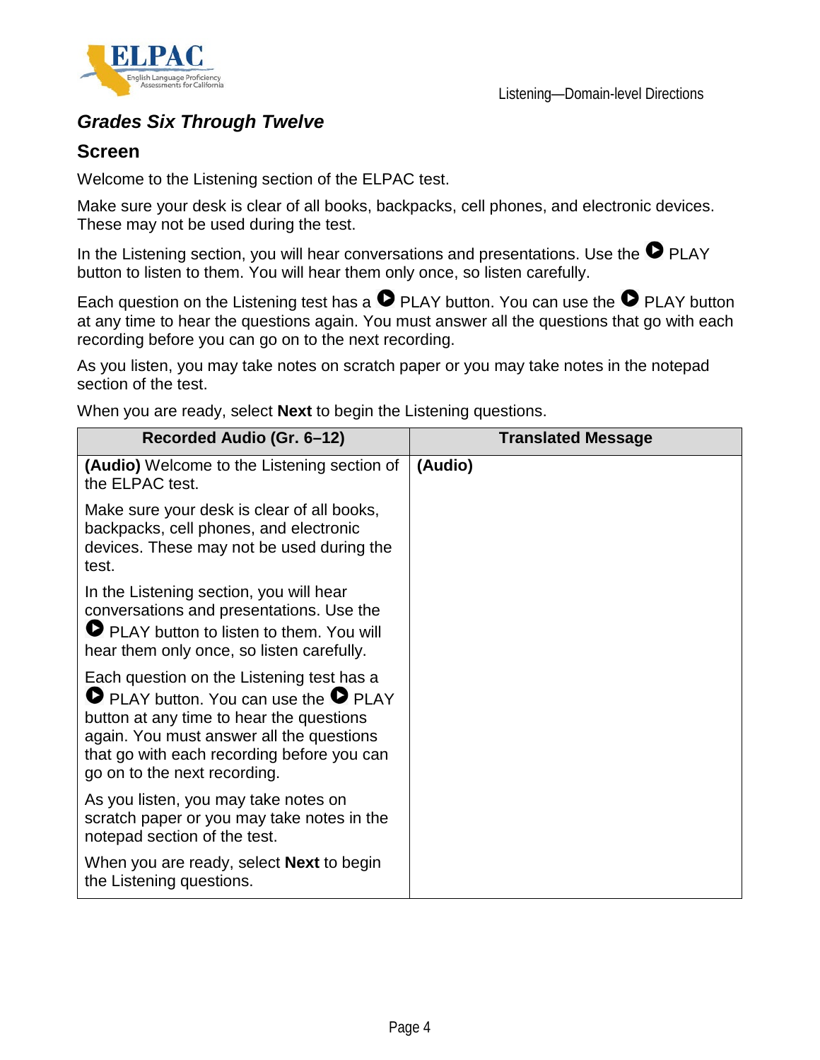## *Grades Six Through Twelve*

### Screen

Welcome to the Listening section of the ELPAC test.

Make sure your desk is clear of all books, backpacks, cell phones, and electronic devices. These may not be used during the test.

In the Listening section, you will hear conversations and presentations. Use the ▶ PLAY button to listen to them. You will hear them only once, so listen carefully.

Each question on the Listening test has a ▶ PLAY button. You can use the ▶ PLAY button at any time to hear the questions again. You must answer all the questions that go with each recording before you can go on to the next recording.

As you listen, you may take notes on scratch paper or you may take notes in the notepad section of the test.

When you are ready, select **Next** to begin the Listening questions.

| Recorded Audio (Gr. 6–12) | Translated Message |
|---|---|
| **(Audio)** Welcome to the Listening section of the ELPAC test.<br><br>Make sure your desk is clear of all books, backpacks, cell phones, and electronic devices. These may not be used during the test.<br><br>In the Listening section, you will hear conversations and presentations. Use the ▶ PLAY button to listen to them. You will hear them only once, so listen carefully.<br><br>Each question on the Listening test has a ▶ PLAY button. You can use the ▶ PLAY button at any time to hear the questions again. You must answer all the questions that go with each recording before you can go on to the next recording.<br><br>As you listen, you may take notes on scratch paper or you may take notes in the notepad section of the test.<br><br>When you are ready, select **Next** to begin the Listening questions. | **(Audio)** |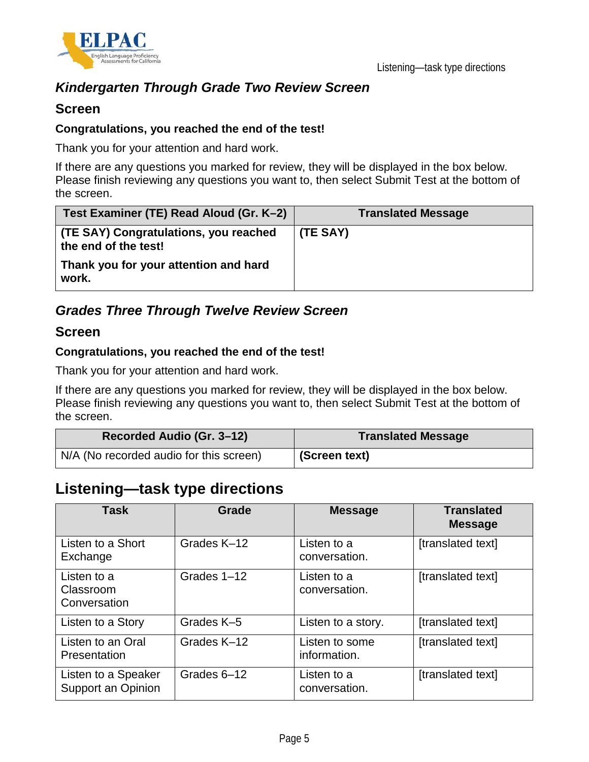### *Kindergarten Through Grade Two Review Screen*

#### Screen

**Congratulations, you reached the end of the test!**

Thank you for your attention and hard work.

If there are any questions you marked for review, they will be displayed in the box below. Please finish reviewing any questions you want to, then select Submit Test at the bottom of the screen.

| Test Examiner (TE) Read Aloud (Gr. K–2) | Translated Message |
|---|---|
| **(TE SAY) Congratulations, you reached the end of the test!** **Thank you for your attention and hard work.** | **(TE SAY)** |

### *Grades Three Through Twelve Review Screen*

#### Screen

**Congratulations, you reached the end of the test!**

Thank you for your attention and hard work.

If there are any questions you marked for review, they will be displayed in the box below. Please finish reviewing any questions you want to, then select Submit Test at the bottom of the screen.

| Recorded Audio (Gr. 3–12) | Translated Message |
|---|---|
| N/A (No recorded audio for this screen) | **(Screen text)** |

## Listening—task type directions

| Task | Grade | Message | Translated Message |
|---|---|---|---|
| Listen to a Short Exchange | Grades K–12 | Listen to a conversation. | [translated text] |
| Listen to a Classroom Conversation | Grades 1–12 | Listen to a conversation. | [translated text] |
| Listen to a Story | Grades K–5 | Listen to a story. | [translated text] |
| Listen to an Oral Presentation | Grades K–12 | Listen to some information. | [translated text] |
| Listen to a Speaker Support an Opinion | Grades 6–12 | Listen to a conversation. | [translated text] |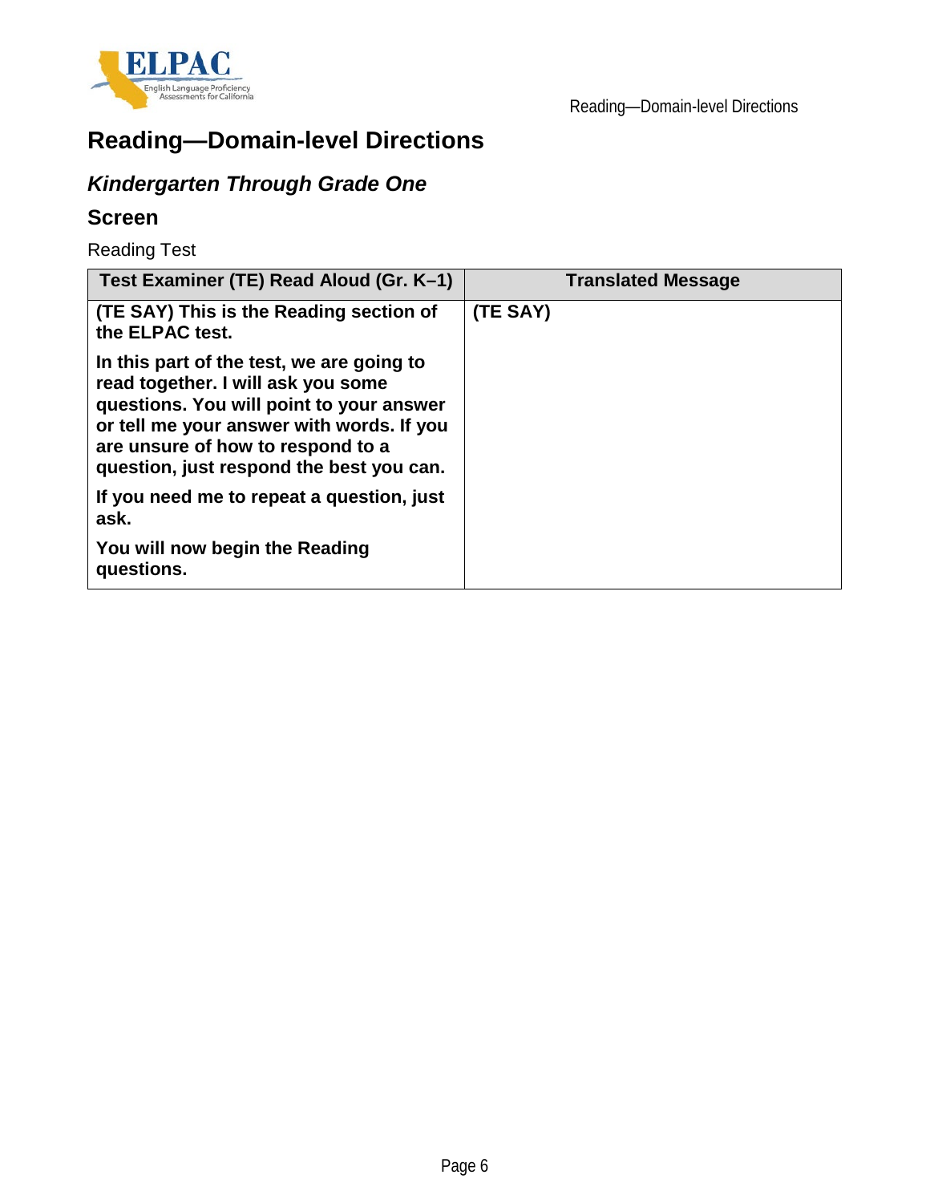# Reading—Domain-level Directions

## *Kindergarten Through Grade One*

### Screen

Reading Test

| Test Examiner (TE) Read Aloud (Gr. K–1) | Translated Message |
|---|---|
| **(TE SAY) This is the Reading section of the ELPAC test.**<br><br>**In this part of the test, we are going to read together. I will ask you some questions. You will point to your answer or tell me your answer with words. If you are unsure of how to respond to a question, just respond the best you can.**<br><br>**If you need me to repeat a question, just ask.**<br><br>**You will now begin the Reading questions.** | **(TE SAY)** |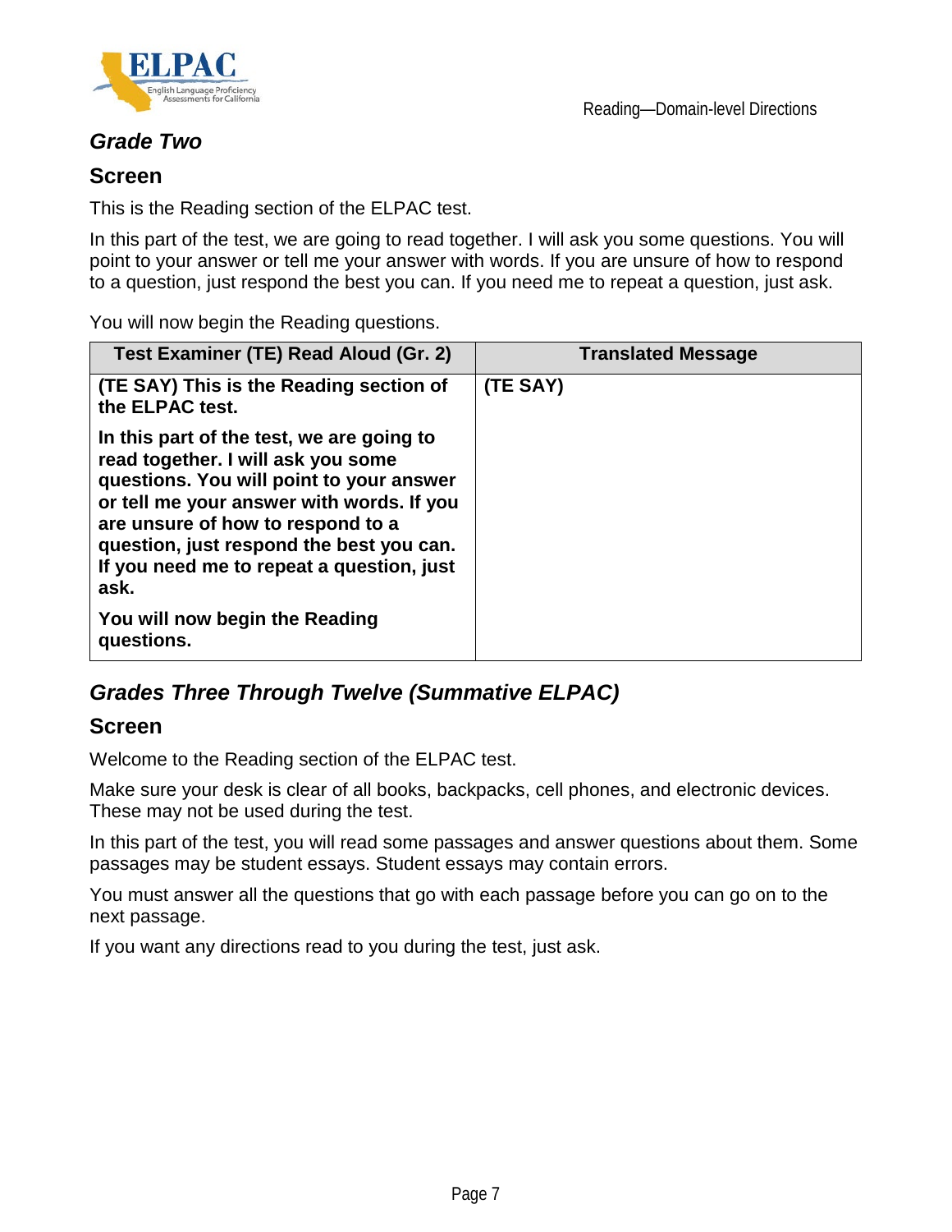## *Grade Two*

### Screen

This is the Reading section of the ELPAC test.

In this part of the test, we are going to read together. I will ask you some questions. You will point to your answer or tell me your answer with words. If you are unsure of how to respond to a question, just respond the best you can. If you need me to repeat a question, just ask.

You will now begin the Reading questions.

| Test Examiner (TE) Read Aloud (Gr. 2) | Translated Message |
| --- | --- |
| **(TE SAY) This is the Reading section of the ELPAC test.**<br><br>**In this part of the test, we are going to read together. I will ask you some questions. You will point to your answer or tell me your answer with words. If you are unsure of how to respond to a question, just respond the best you can. If you need me to repeat a question, just ask.**<br><br>**You will now begin the Reading questions.** | **(TE SAY)** |

## *Grades Three Through Twelve (Summative ELPAC)*

### Screen

Welcome to the Reading section of the ELPAC test.

Make sure your desk is clear of all books, backpacks, cell phones, and electronic devices. These may not be used during the test.

In this part of the test, you will read some passages and answer questions about them. Some passages may be student essays. Student essays may contain errors.

You must answer all the questions that go with each passage before you can go on to the next passage.

If you want any directions read to you during the test, just ask.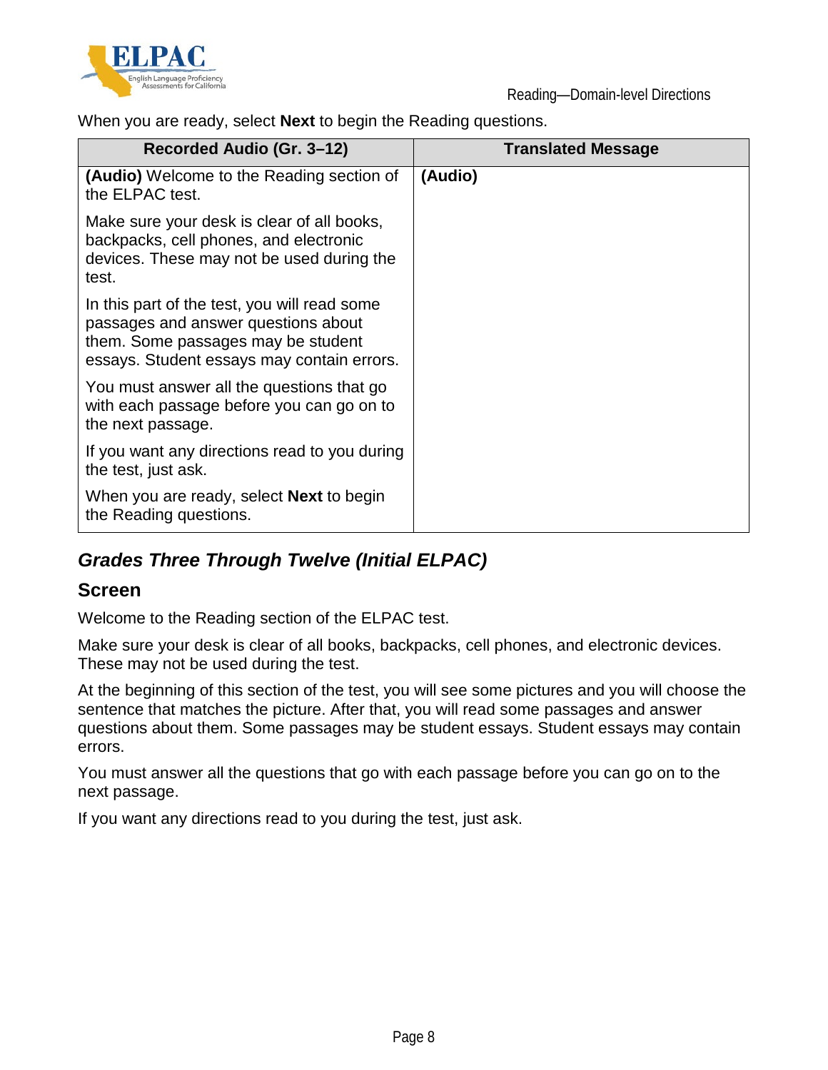When you are ready, select **Next** to begin the Reading questions.

| Recorded Audio (Gr. 3–12) | Translated Message |
|---|---|
| **(Audio)** Welcome to the Reading section of the ELPAC test.<br><br>Make sure your desk is clear of all books, backpacks, cell phones, and electronic devices. These may not be used during the test.<br><br>In this part of the test, you will read some passages and answer questions about them. Some passages may be student essays. Student essays may contain errors.<br><br>You must answer all the questions that go with each passage before you can go on to the next passage.<br><br>If you want any directions read to you during the test, just ask.<br><br>When you are ready, select **Next** to begin the Reading questions. | **(Audio)** |

### *Grades Three Through Twelve (Initial ELPAC)*

#### Screen

Welcome to the Reading section of the ELPAC test.

Make sure your desk is clear of all books, backpacks, cell phones, and electronic devices. These may not be used during the test.

At the beginning of this section of the test, you will see some pictures and you will choose the sentence that matches the picture. After that, you will read some passages and answer questions about them. Some passages may be student essays. Student essays may contain errors.

You must answer all the questions that go with each passage before you can go on to the next passage.

If you want any directions read to you during the test, just ask.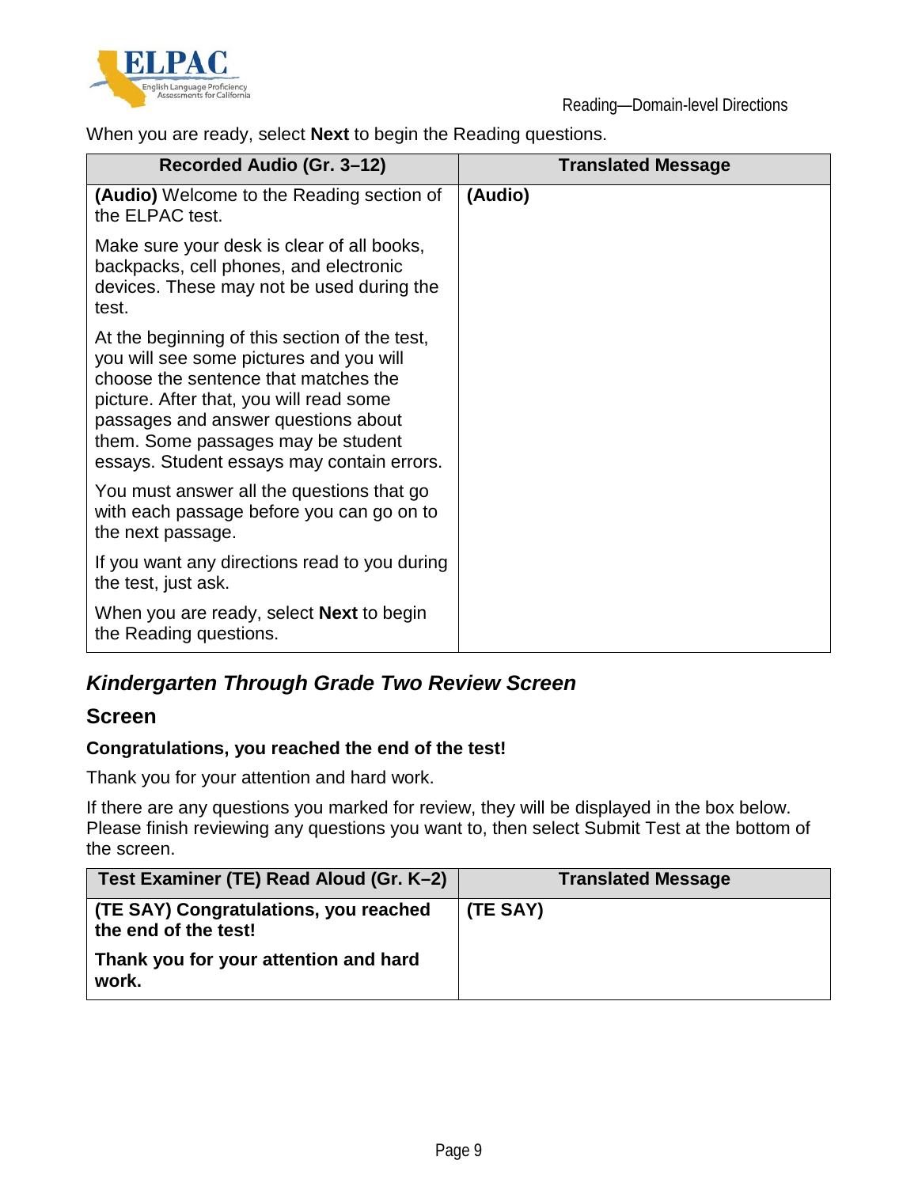When you are ready, select **Next** to begin the Reading questions.

| Recorded Audio (Gr. 3–12) | Translated Message |
|---|---|
| **(Audio)** Welcome to the Reading section of the ELPAC test.<br><br>Make sure your desk is clear of all books, backpacks, cell phones, and electronic devices. These may not be used during the test.<br><br>At the beginning of this section of the test, you will see some pictures and you will choose the sentence that matches the picture. After that, you will read some passages and answer questions about them. Some passages may be student essays. Student essays may contain errors.<br><br>You must answer all the questions that go with each passage before you can go on to the next passage.<br><br>If you want any directions read to you during the test, just ask.<br><br>When you are ready, select **Next** to begin the Reading questions. | **(Audio)** |

## *Kindergarten Through Grade Two Review Screen*

### Screen

**Congratulations, you reached the end of the test!**

Thank you for your attention and hard work.

If there are any questions you marked for review, they will be displayed in the box below. Please finish reviewing any questions you want to, then select Submit Test at the bottom of the screen.

| Test Examiner (TE) Read Aloud (Gr. K–2) | Translated Message |
|---|---|
| **(TE SAY) Congratulations, you reached the end of the test!**<br><br>**Thank you for your attention and hard work.** | **(TE SAY)** |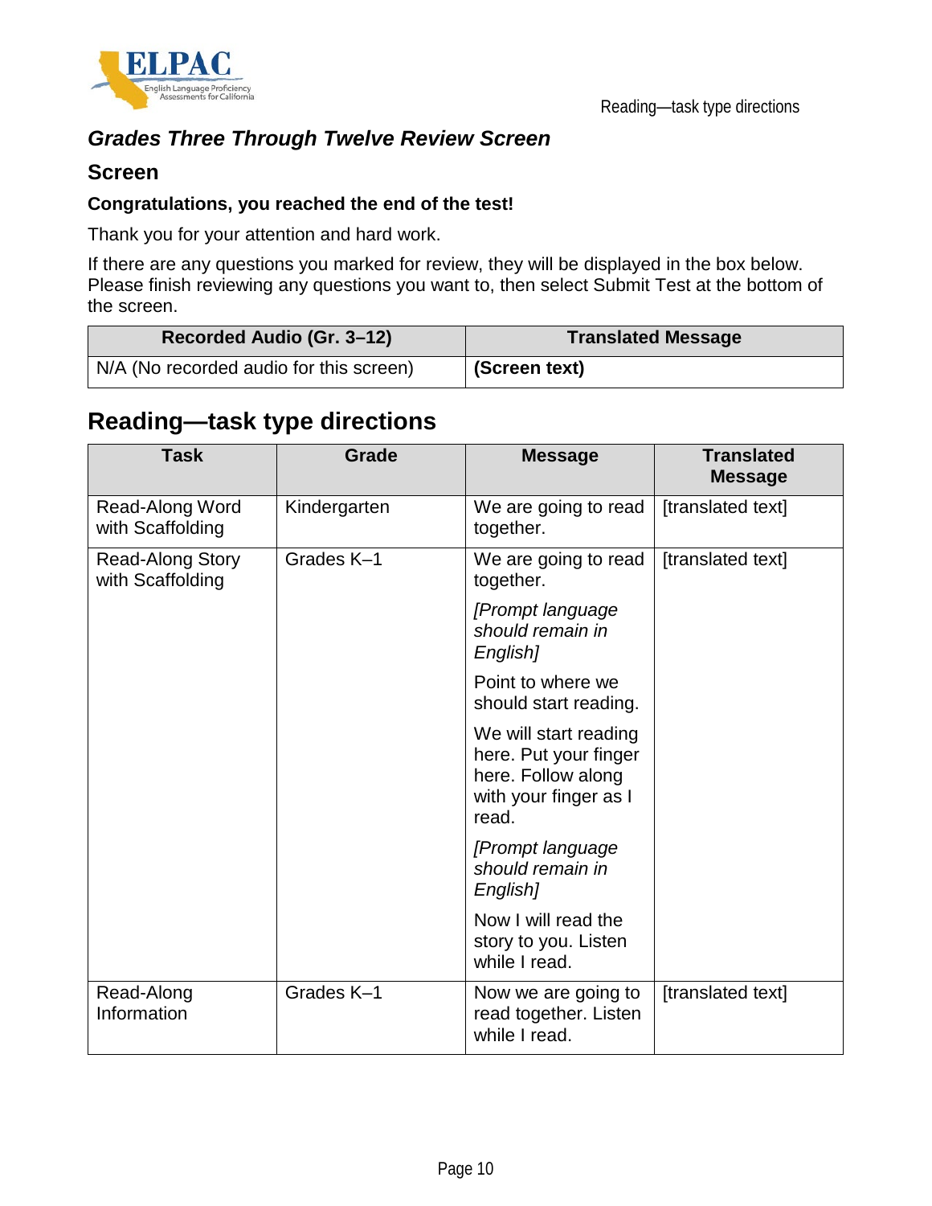### *Grades Three Through Twelve Review Screen*

#### Screen

**Congratulations, you reached the end of the test!**

Thank you for your attention and hard work.

If there are any questions you marked for review, they will be displayed in the box below. Please finish reviewing any questions you want to, then select Submit Test at the bottom of the screen.

| Recorded Audio (Gr. 3–12) | Translated Message |
|---|---|
| N/A (No recorded audio for this screen) | **(Screen text)** |

## Reading—task type directions

| Task | Grade | Message | Translated Message |
|---|---|---|---|
| Read-Along Word with Scaffolding | Kindergarten | We are going to read together. | [translated text] |
| Read-Along Story with Scaffolding | Grades K–1 | We are going to read together.<br>*[Prompt language should remain in English]*<br>Point to where we should start reading.<br>We will start reading here. Put your finger here. Follow along with your finger as I read.<br>*[Prompt language should remain in English]*<br>Now I will read the story to you. Listen while I read. | [translated text] |
| Read-Along Information | Grades K–1 | Now we are going to read together. Listen while I read. | [translated text] |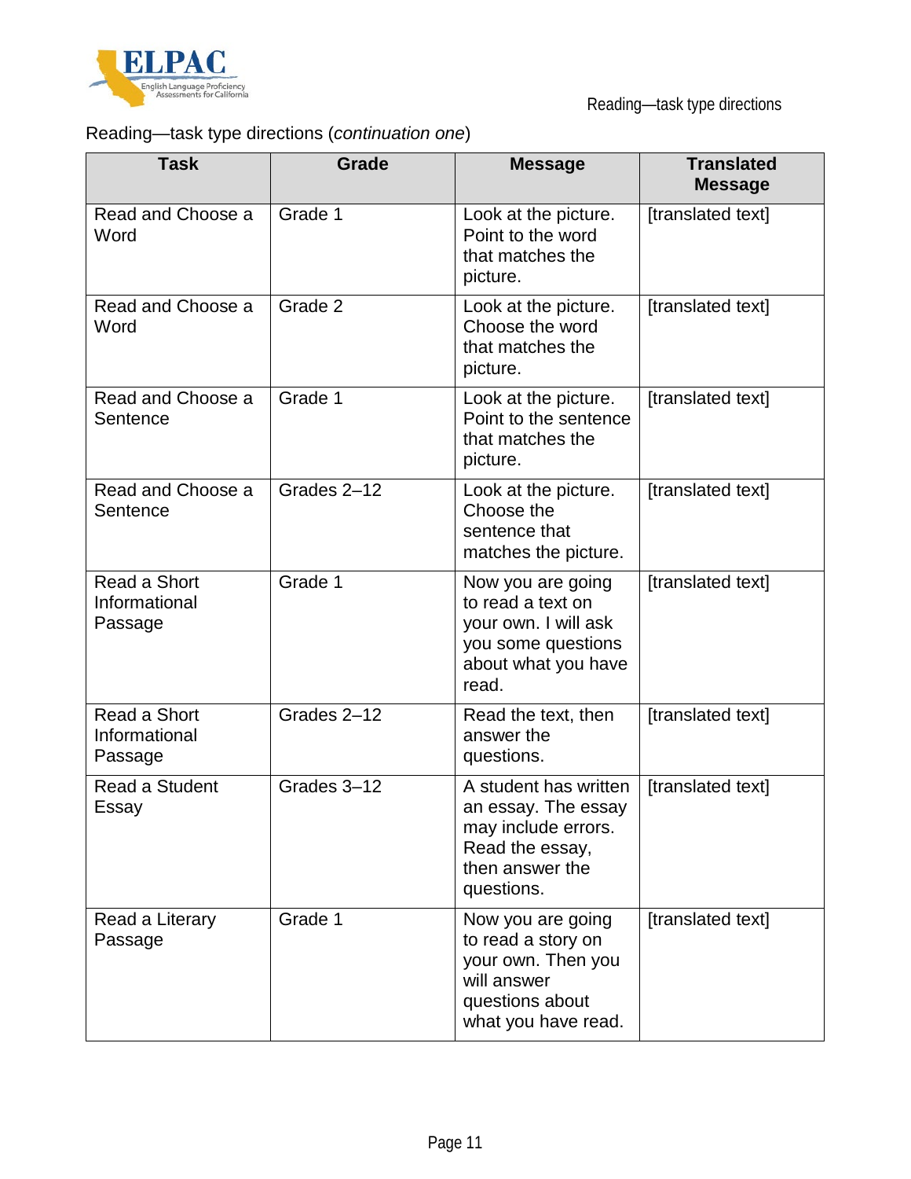Reading—task type directions (*continuation one*)

| Task | Grade | Message | Translated Message |
|---|---|---|---|
| Read and Choose a Word | Grade 1 | Look at the picture. Point to the word that matches the picture. | [translated text] |
| Read and Choose a Word | Grade 2 | Look at the picture. Choose the word that matches the picture. | [translated text] |
| Read and Choose a Sentence | Grade 1 | Look at the picture. Point to the sentence that matches the picture. | [translated text] |
| Read and Choose a Sentence | Grades 2–12 | Look at the picture. Choose the sentence that matches the picture. | [translated text] |
| Read a Short Informational Passage | Grade 1 | Now you are going to read a text on your own. I will ask you some questions about what you have read. | [translated text] |
| Read a Short Informational Passage | Grades 2–12 | Read the text, then answer the questions. | [translated text] |
| Read a Student Essay | Grades 3–12 | A student has written an essay. The essay may include errors. Read the essay, then answer the questions. | [translated text] |
| Read a Literary Passage | Grade 1 | Now you are going to read a story on your own. Then you will answer questions about what you have read. | [translated text] |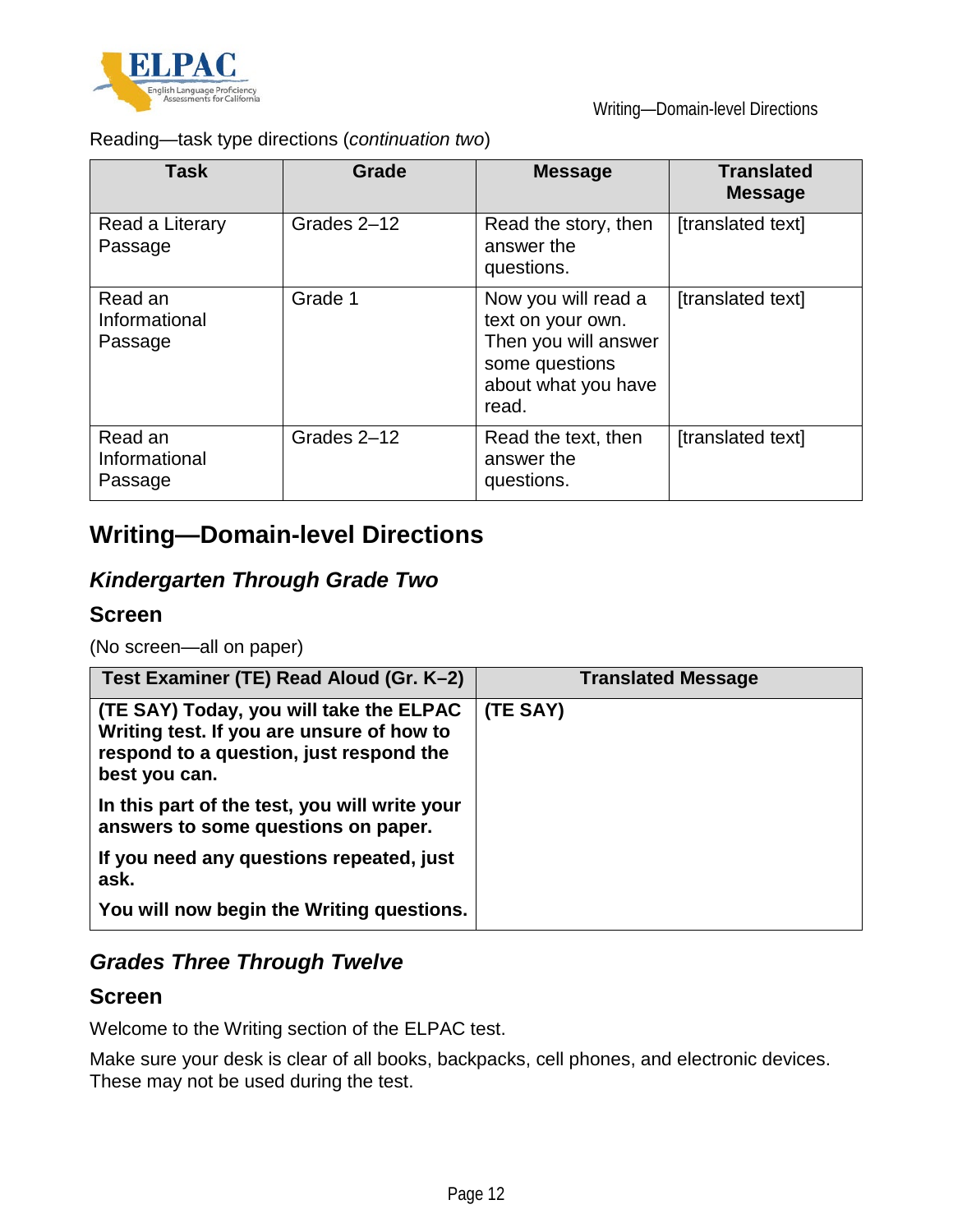Reading—task type directions (*continuation two*)

| Task | Grade | Message | Translated Message |
|---|---|---|---|
| Read a Literary Passage | Grades 2–12 | Read the story, then answer the questions. | [translated text] |
| Read an Informational Passage | Grade 1 | Now you will read a text on your own. Then you will answer some questions about what you have read. | [translated text] |
| Read an Informational Passage | Grades 2–12 | Read the text, then answer the questions. | [translated text] |

## Writing—Domain-level Directions

### *Kindergarten Through Grade Two*

### Screen

(No screen—all on paper)

| Test Examiner (TE) Read Aloud (Gr. K–2) | Translated Message |
|---|---|
| **(TE SAY) Today, you will take the ELPAC Writing test. If you are unsure of how to respond to a question, just respond the best you can.** <br><br> **In this part of the test, you will write your answers to some questions on paper.** <br><br> **If you need any questions repeated, just ask.** <br><br> **You will now begin the Writing questions.** | **(TE SAY)** |

### *Grades Three Through Twelve*

### Screen

Welcome to the Writing section of the ELPAC test.

Make sure your desk is clear of all books, backpacks, cell phones, and electronic devices. These may not be used during the test.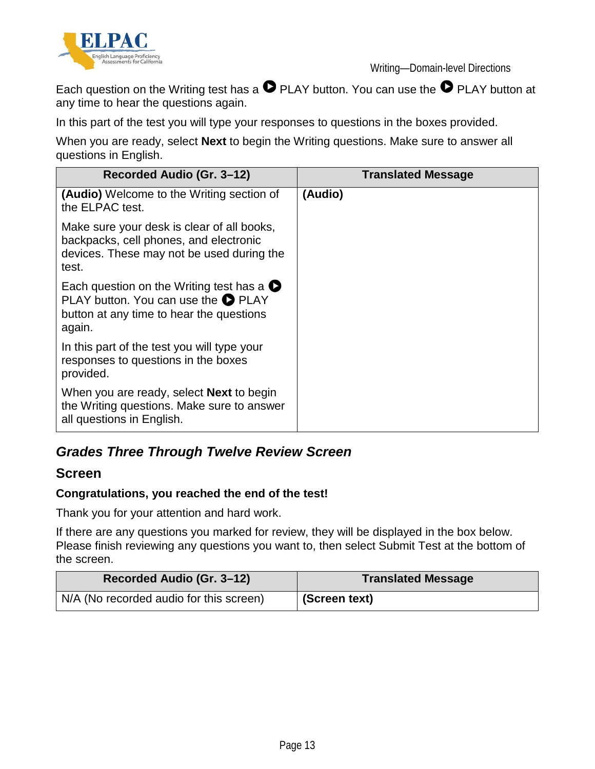Each question on the Writing test has a ▶ PLAY button. You can use the ▶ PLAY button at any time to hear the questions again.

In this part of the test you will type your responses to questions in the boxes provided.

When you are ready, select **Next** to begin the Writing questions. Make sure to answer all questions in English.

| Recorded Audio (Gr. 3–12) | Translated Message |
| --- | --- |
| **(Audio)** Welcome to the Writing section of the ELPAC test.<br><br>Make sure your desk is clear of all books, backpacks, cell phones, and electronic devices. These may not be used during the test.<br><br>Each question on the Writing test has a ▶ PLAY button. You can use the ▶ PLAY button at any time to hear the questions again.<br><br>In this part of the test you will type your responses to questions in the boxes provided.<br><br>When you are ready, select **Next** to begin the Writing questions. Make sure to answer all questions in English. | **(Audio)** |

### *Grades Three Through Twelve Review Screen*

#### Screen

**Congratulations, you reached the end of the test!**

Thank you for your attention and hard work.

If there are any questions you marked for review, they will be displayed in the box below. Please finish reviewing any questions you want to, then select Submit Test at the bottom of the screen.

| Recorded Audio (Gr. 3–12) | Translated Message |
| --- | --- |
| N/A (No recorded audio for this screen) | **(Screen text)** |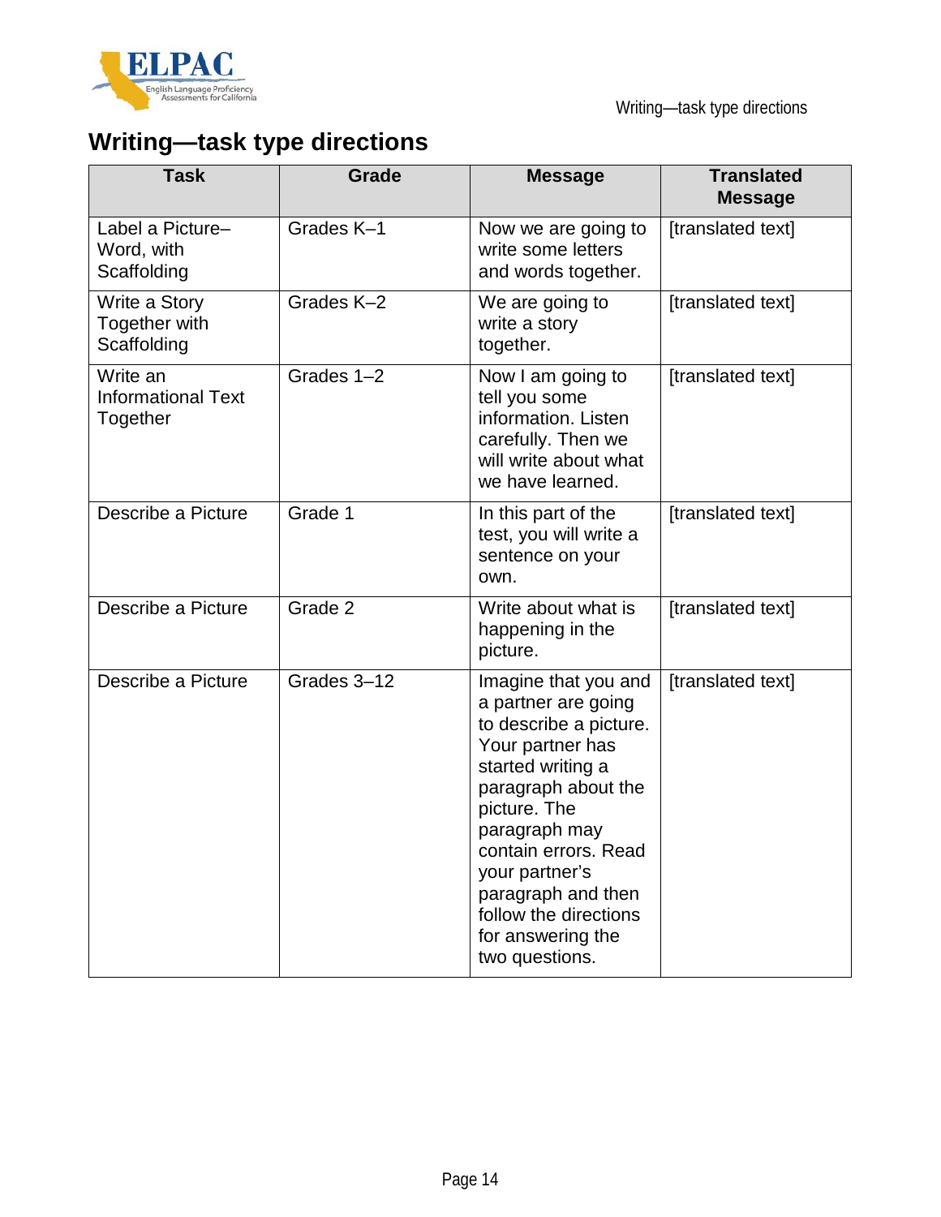# Writing—task type directions

| Task | Grade | Message | Translated Message |
|---|---|---|---|
| Label a Picture–Word, with Scaffolding | Grades K–1 | Now we are going to write some letters and words together. | [translated text] |
| Write a Story Together with Scaffolding | Grades K–2 | We are going to write a story together. | [translated text] |
| Write an Informational Text Together | Grades 1–2 | Now I am going to tell you some information. Listen carefully. Then we will write about what we have learned. | [translated text] |
| Describe a Picture | Grade 1 | In this part of the test, you will write a sentence on your own. | [translated text] |
| Describe a Picture | Grade 2 | Write about what is happening in the picture. | [translated text] |
| Describe a Picture | Grades 3–12 | Imagine that you and a partner are going to describe a picture. Your partner has started writing a paragraph about the picture. The paragraph may contain errors. Read your partner's paragraph and then follow the directions for answering the two questions. | [translated text] |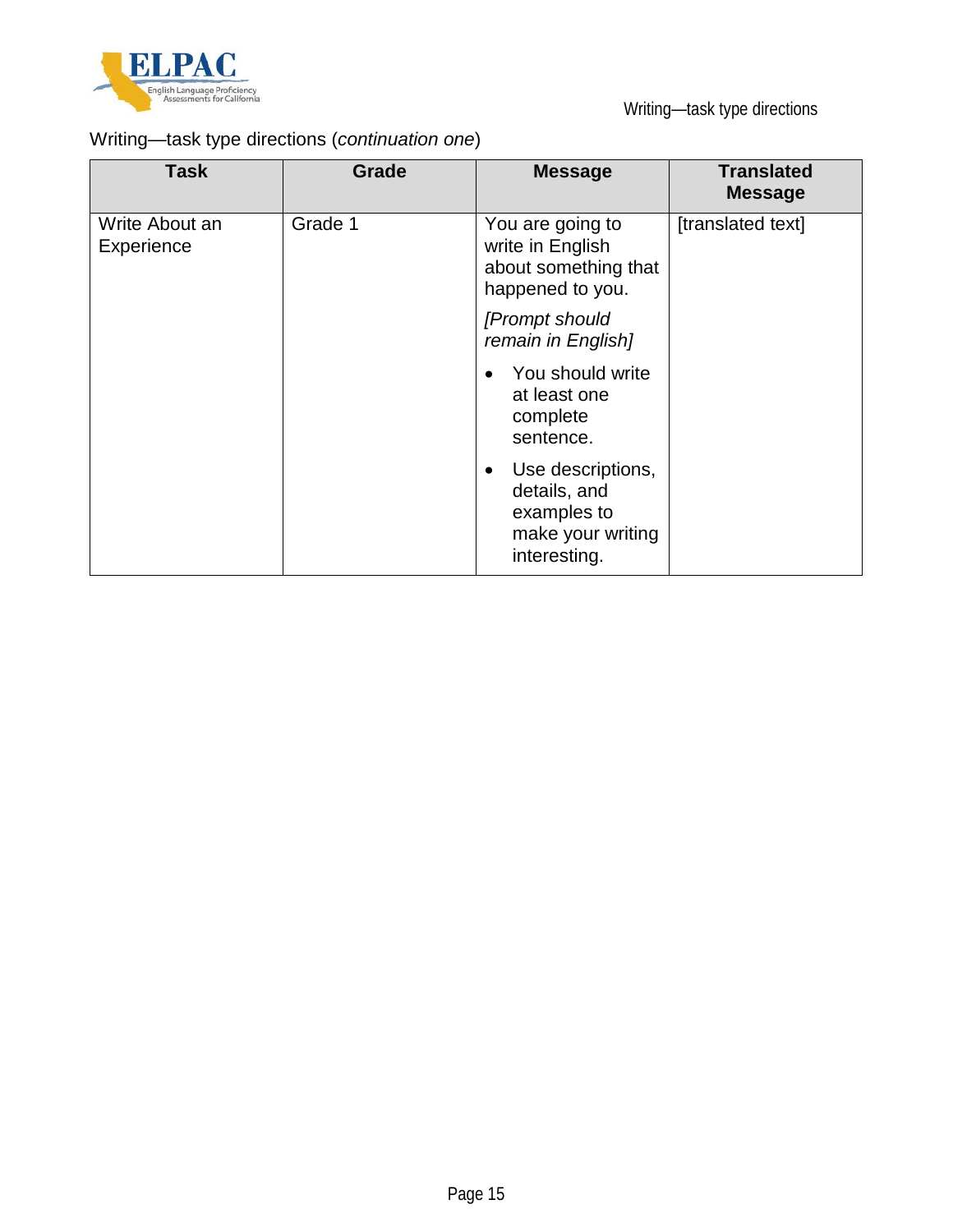Writing—task type directions (*continuation one*)

| Task | Grade | Message | Translated Message |
|---|---|---|---|
| Write About an Experience | Grade 1 | You are going to write in English about something that happened to you.<br><br>*[Prompt should remain in English]*<br><br>• You should write at least one complete sentence.<br>• Use descriptions, details, and examples to make your writing interesting. | [translated text] |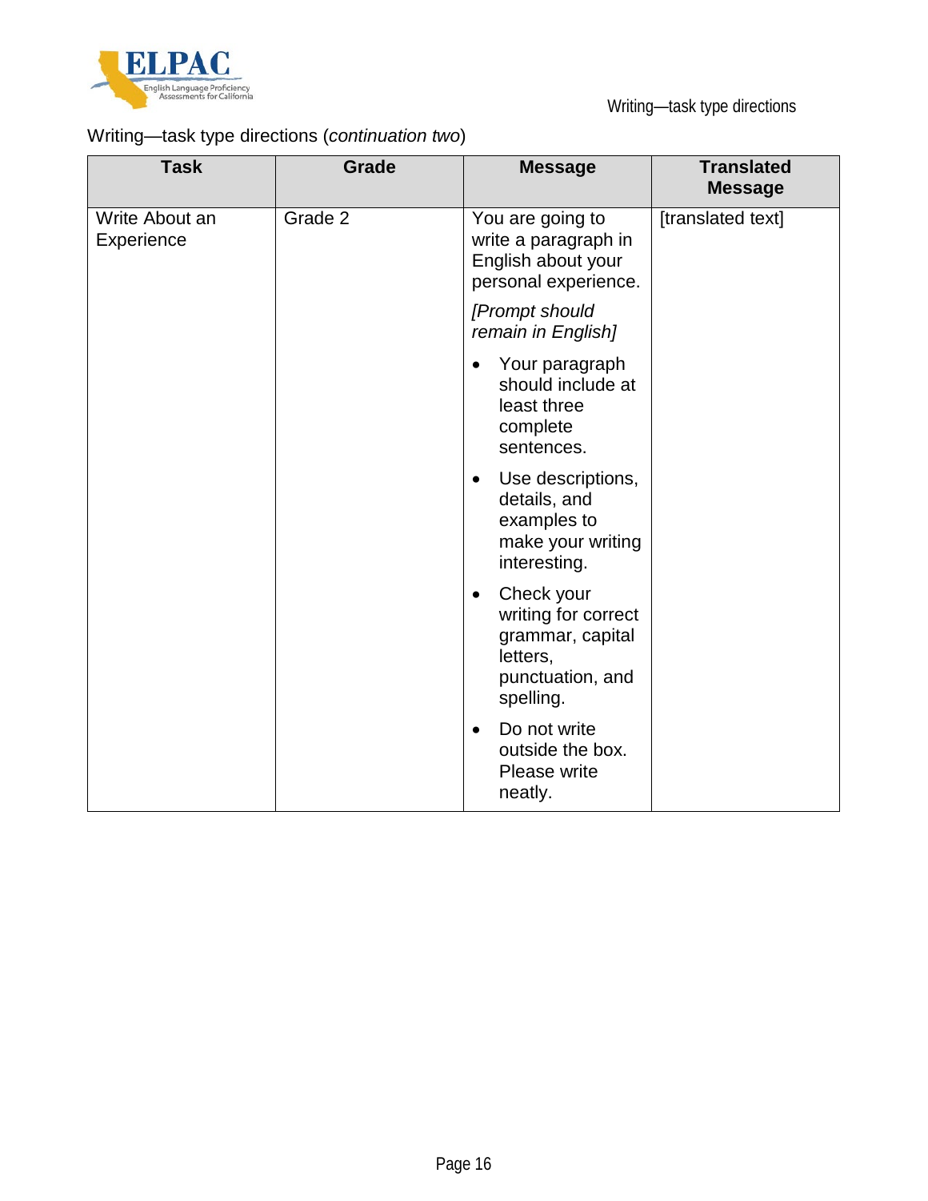Writing—task type directions (*continuation two*)

| Task | Grade | Message | Translated Message |
| --- | --- | --- | --- |
| Write About an Experience | Grade 2 | You are going to write a paragraph in English about your personal experience.<br>*[Prompt should remain in English]*<br>• Your paragraph should include at least three complete sentences.<br>• Use descriptions, details, and examples to make your writing interesting.<br>• Check your writing for correct grammar, capital letters, punctuation, and spelling.<br>• Do not write outside the box. Please write neatly. | [translated text] |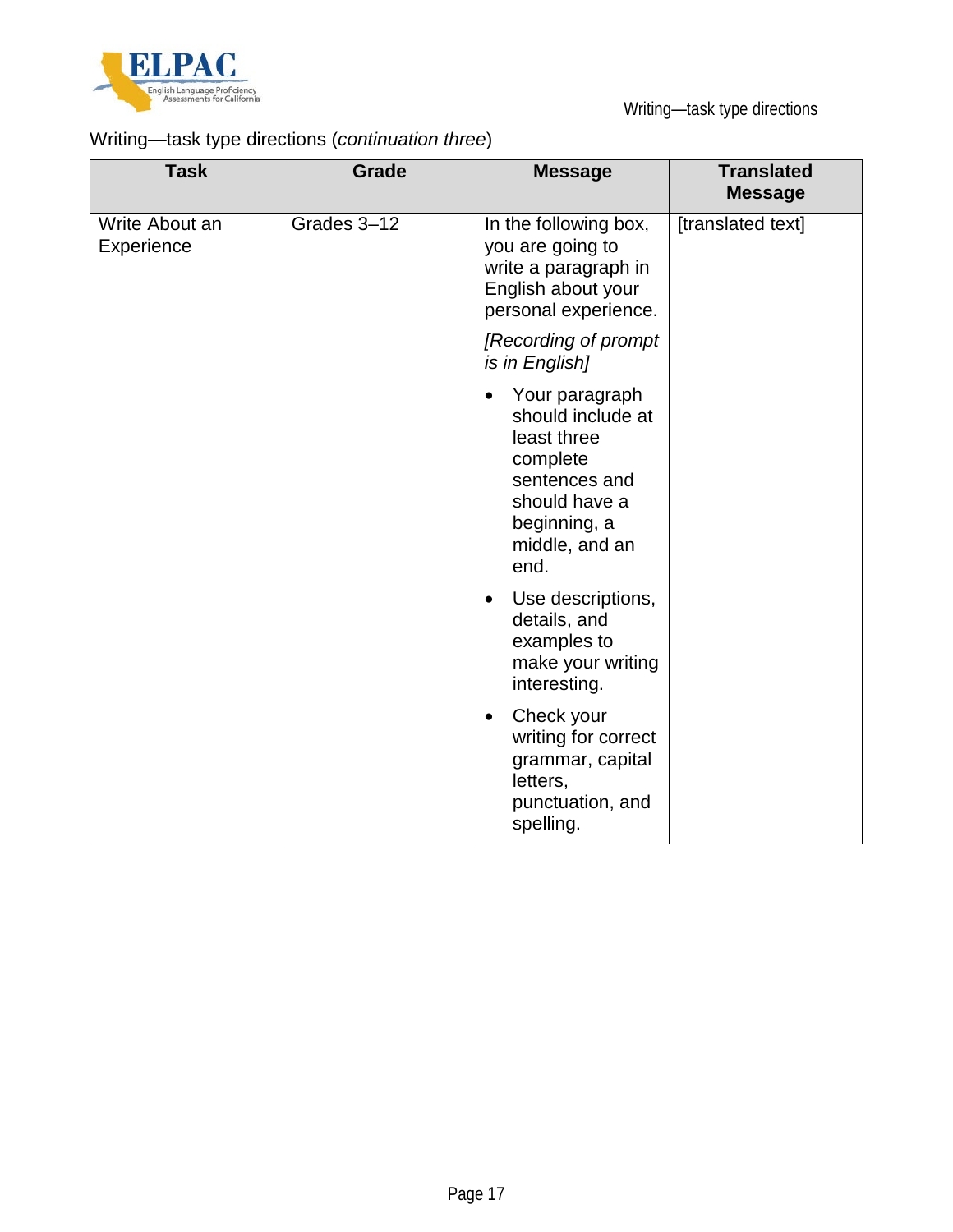Writing—task type directions (*continuation three*)

| Task | Grade | Message | Translated Message |
|---|---|---|---|
| Write About an Experience | Grades 3–12 | In the following box, you are going to write a paragraph in English about your personal experience. *[Recording of prompt is in English]* <br>• Your paragraph should include at least three complete sentences and should have a beginning, a middle, and an end. <br>• Use descriptions, details, and examples to make your writing interesting. <br>• Check your writing for correct grammar, capital letters, punctuation, and spelling. | [translated text] |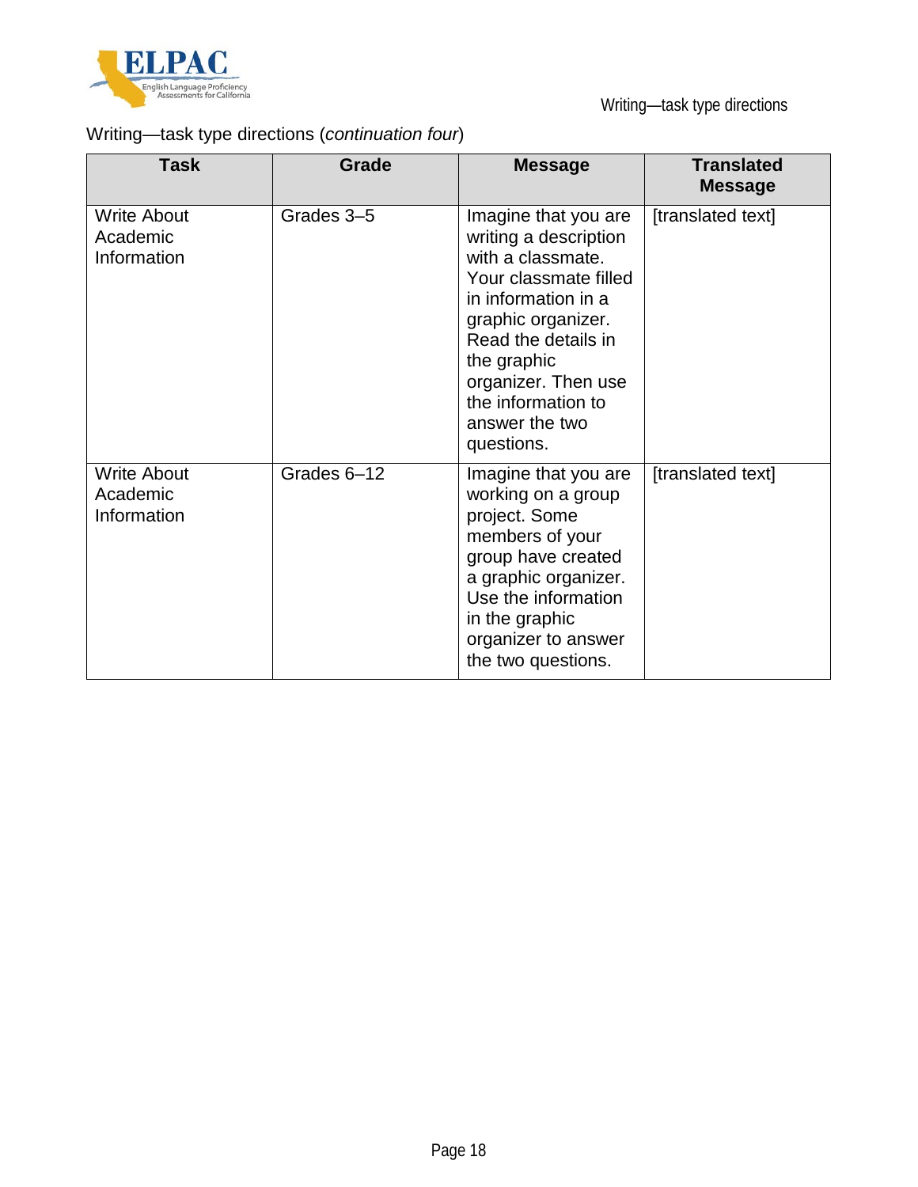Writing—task type directions (*continuation four*)

| Task | Grade | Message | Translated Message |
| --- | --- | --- | --- |
| Write About Academic Information | Grades 3–5 | Imagine that you are writing a description with a classmate. Your classmate filled in information in a graphic organizer. Read the details in the graphic organizer. Then use the information to answer the two questions. | [translated text] |
| Write About Academic Information | Grades 6–12 | Imagine that you are working on a group project. Some members of your group have created a graphic organizer. Use the information in the graphic organizer to answer the two questions. | [translated text] |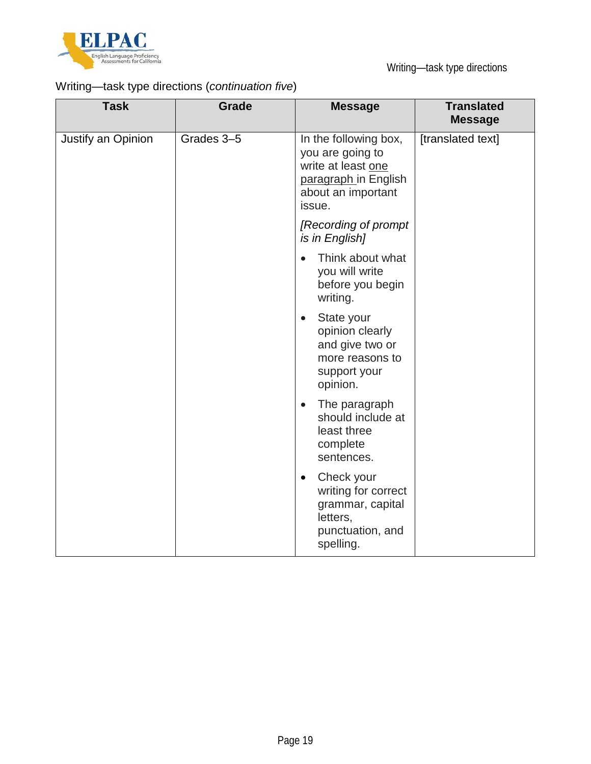Writing—task type directions (*continuation five*)

| Task | Grade | Message | Translated Message |
|---|---|---|---|
| Justify an Opinion | Grades 3–5 | In the following box, you are going to write at least <u>one paragraph</u> in English about an important issue.<br><br>*[Recording of prompt is in English]*<br><br>• Think about what you will write before you begin writing.<br>• State your opinion clearly and give two or more reasons to support your opinion.<br>• The paragraph should include at least three complete sentences.<br>• Check your writing for correct grammar, capital letters, punctuation, and spelling. | [translated text] |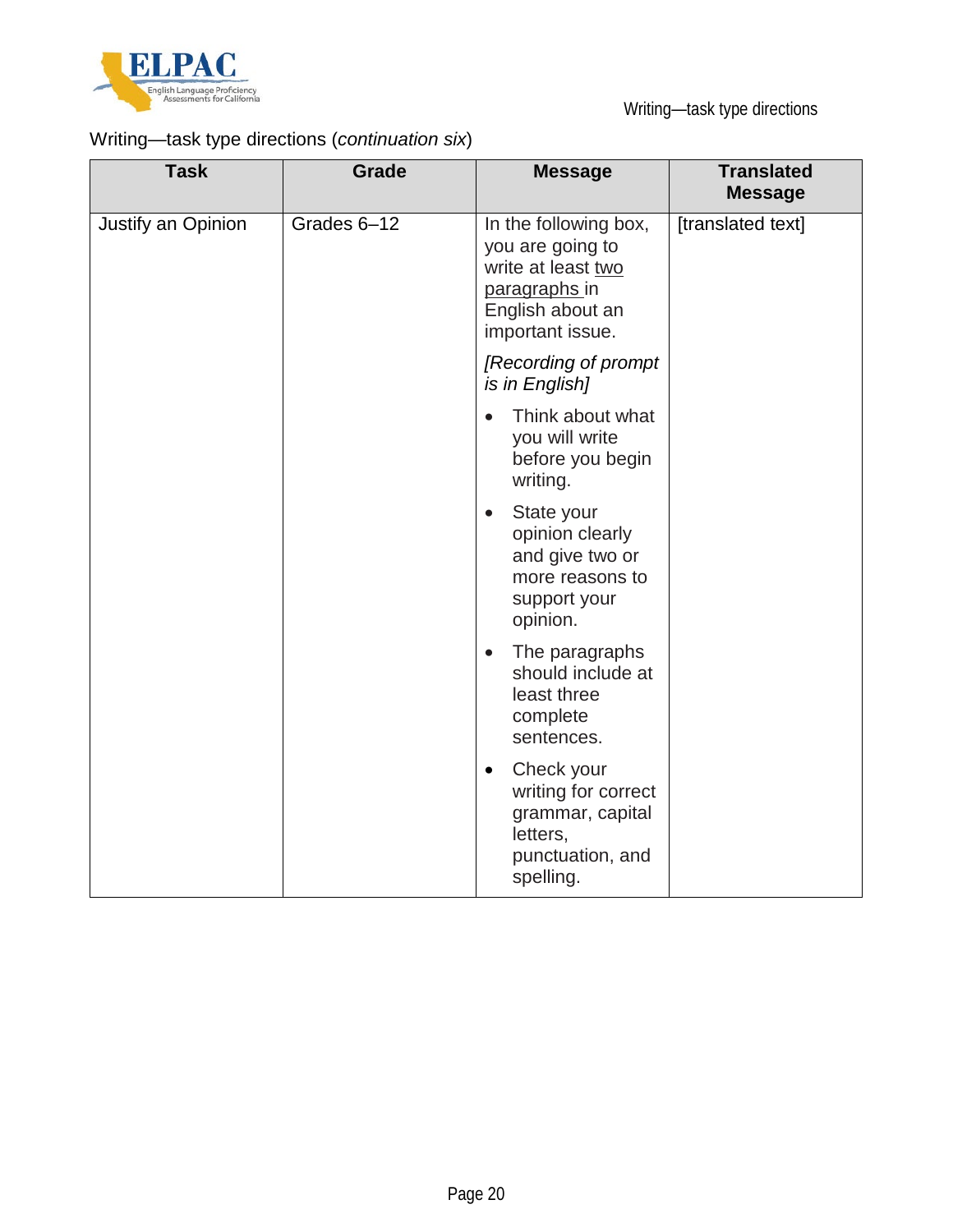Writing—task type directions (*continuation six*)

| Task | Grade | Message | Translated Message |
|---|---|---|---|
| Justify an Opinion | Grades 6–12 | In the following box, you are going to write at least <u>two paragraphs</u> in English about an important issue.<br><br>*[Recording of prompt is in English]*<br><br>• Think about what you will write before you begin writing.<br>• State your opinion clearly and give two or more reasons to support your opinion.<br>• The paragraphs should include at least three complete sentences.<br>• Check your writing for correct grammar, capital letters, punctuation, and spelling. | [translated text] |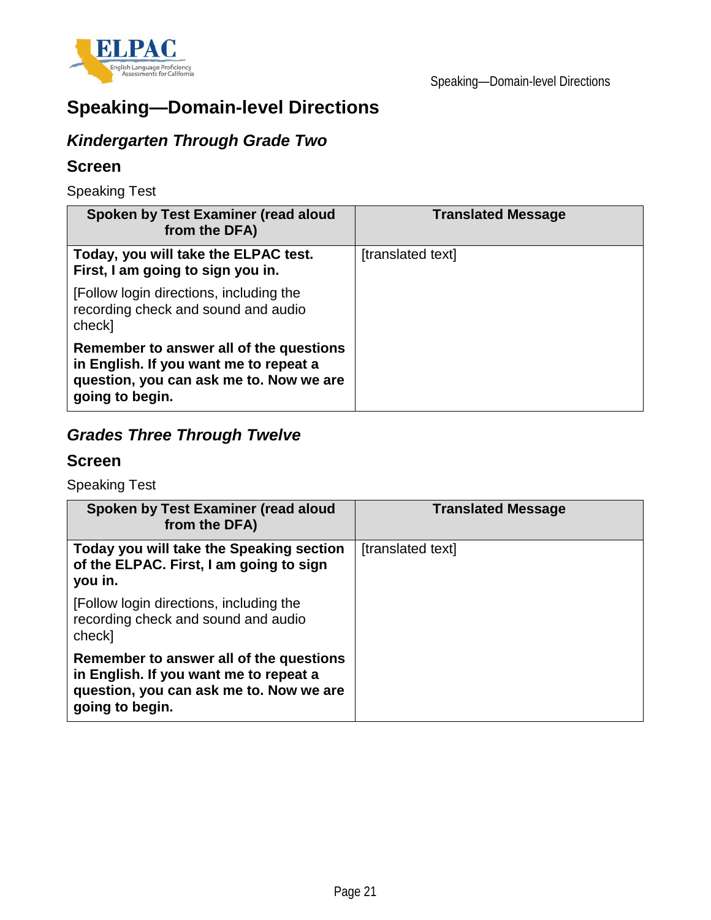# Speaking—Domain-level Directions

## *Kindergarten Through Grade Two*

### Screen

Speaking Test

| Spoken by Test Examiner (read aloud from the DFA) | Translated Message |
|---|---|
| **Today, you will take the ELPAC test. First, I am going to sign you in.**<br><br>[Follow login directions, including the recording check and sound and audio check]<br><br>**Remember to answer all of the questions in English. If you want me to repeat a question, you can ask me to. Now we are going to begin.** | [translated text] |

## *Grades Three Through Twelve*

### Screen

Speaking Test

| Spoken by Test Examiner (read aloud from the DFA) | Translated Message |
|---|---|
| **Today you will take the Speaking section of the ELPAC. First, I am going to sign you in.**<br><br>[Follow login directions, including the recording check and sound and audio check]<br><br>**Remember to answer all of the questions in English. If you want me to repeat a question, you can ask me to. Now we are going to begin.** | [translated text] |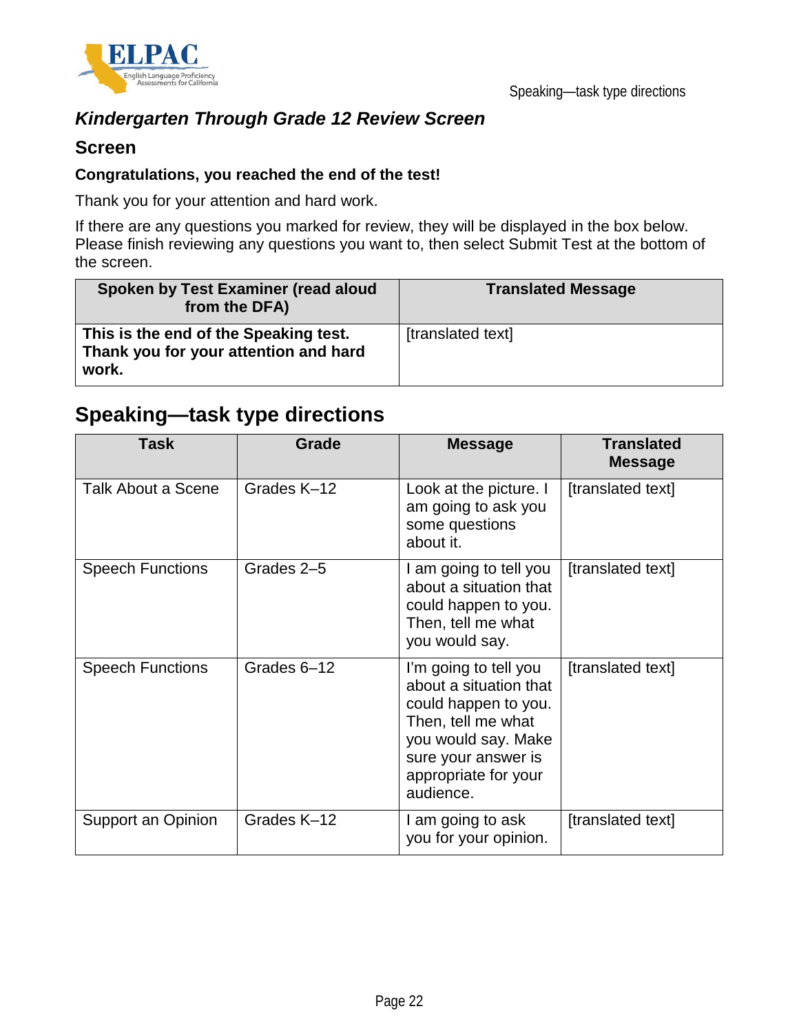### *Kindergarten Through Grade 12 Review Screen*

#### Screen

**Congratulations, you reached the end of the test!**

Thank you for your attention and hard work.

If there are any questions you marked for review, they will be displayed in the box below. Please finish reviewing any questions you want to, then select Submit Test at the bottom of the screen.

| Spoken by Test Examiner (read aloud from the DFA) | Translated Message |
| --- | --- |
| **This is the end of the Speaking test. Thank you for your attention and hard work.** | [translated text] |

## Speaking—task type directions

| Task | Grade | Message | Translated Message |
| --- | --- | --- | --- |
| Talk About a Scene | Grades K–12 | Look at the picture. I am going to ask you some questions about it. | [translated text] |
| Speech Functions | Grades 2–5 | I am going to tell you about a situation that could happen to you. Then, tell me what you would say. | [translated text] |
| Speech Functions | Grades 6–12 | I'm going to tell you about a situation that could happen to you. Then, tell me what you would say. Make sure your answer is appropriate for your audience. | [translated text] |
| Support an Opinion | Grades K–12 | I am going to ask you for your opinion. | [translated text] |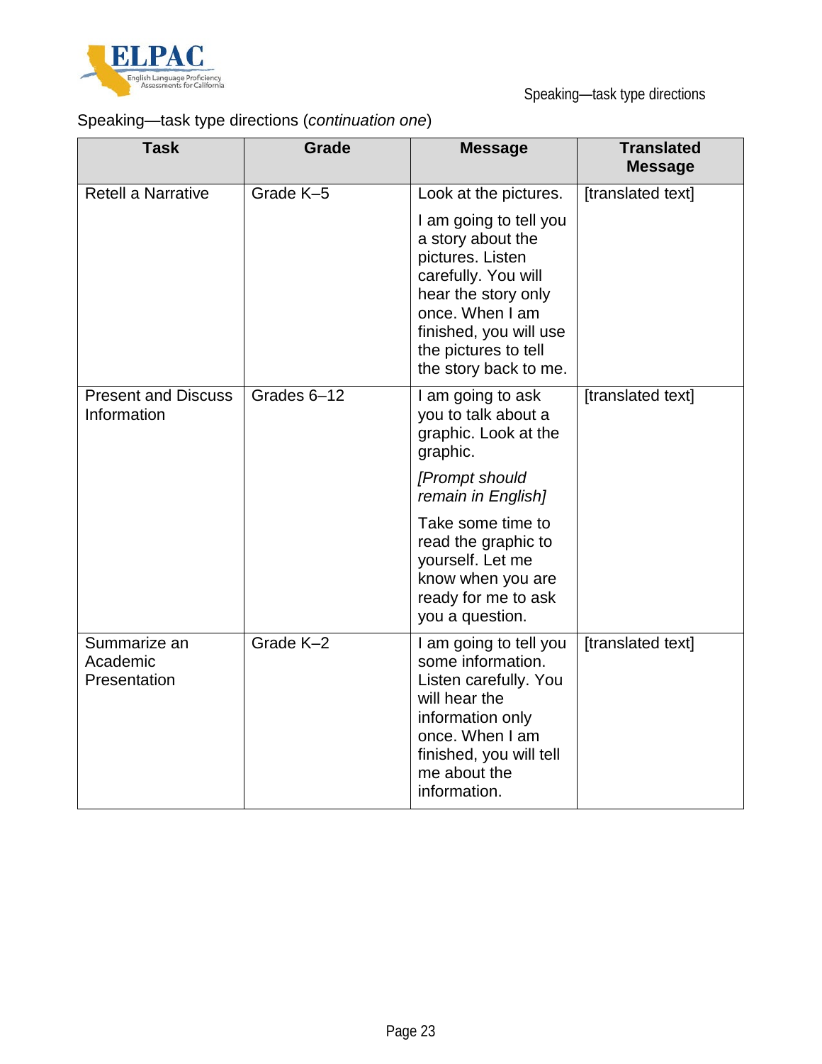Speaking—task type directions (*continuation one*)

| Task | Grade | Message | Translated Message |
|---|---|---|---|
| Retell a Narrative | Grade K–5 | Look at the pictures.<br><br>I am going to tell you a story about the pictures. Listen carefully. You will hear the story only once. When I am finished, you will use the pictures to tell the story back to me. | [translated text] |
| Present and Discuss Information | Grades 6–12 | I am going to ask you to talk about a graphic. Look at the graphic.<br><br>*[Prompt should remain in English]*<br><br>Take some time to read the graphic to yourself. Let me know when you are ready for me to ask you a question. | [translated text] |
| Summarize an Academic Presentation | Grade K–2 | I am going to tell you some information. Listen carefully. You will hear the information only once. When I am finished, you will tell me about the information. | [translated text] |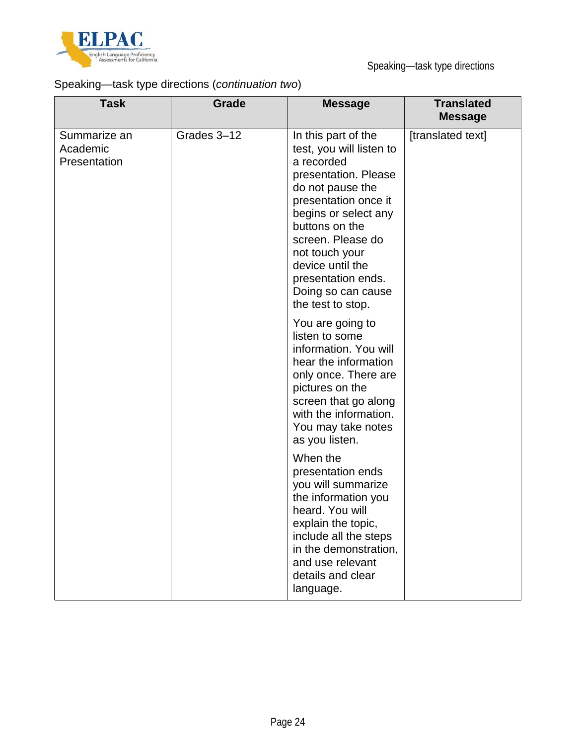Speaking—task type directions (*continuation two*)

| Task | Grade | Message | Translated Message |
| --- | --- | --- | --- |
| Summarize an Academic Presentation | Grades 3–12 | In this part of the test, you will listen to a recorded presentation. Please do not pause the presentation once it begins or select any buttons on the screen. Please do not touch your device until the presentation ends. Doing so can cause the test to stop.<br><br>You are going to listen to some information. You will hear the information only once. There are pictures on the screen that go along with the information. You may take notes as you listen.<br><br>When the presentation ends you will summarize the information you heard. You will explain the topic, include all the steps in the demonstration, and use relevant details and clear language. | [translated text] |